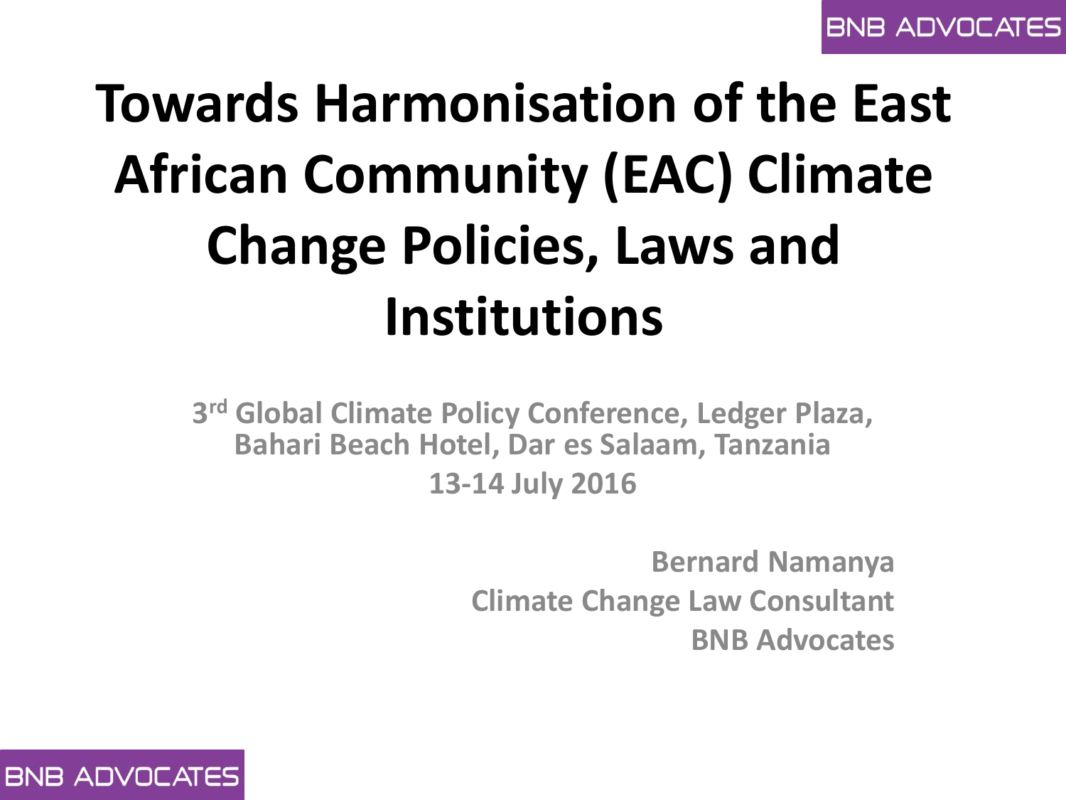# Towards Harmonisation of the East African Community (EAC) Climate Change Policies, Laws and Institutions

**3rd Global Climate Policy Conference, Ledger Plaza, Bahari Beach Hotel, Dar es Salaam, Tanzania**

**13-14 July 2016**

**Bernard Namanya**
**Climate Change Law Consultant**
**BNB Advocates**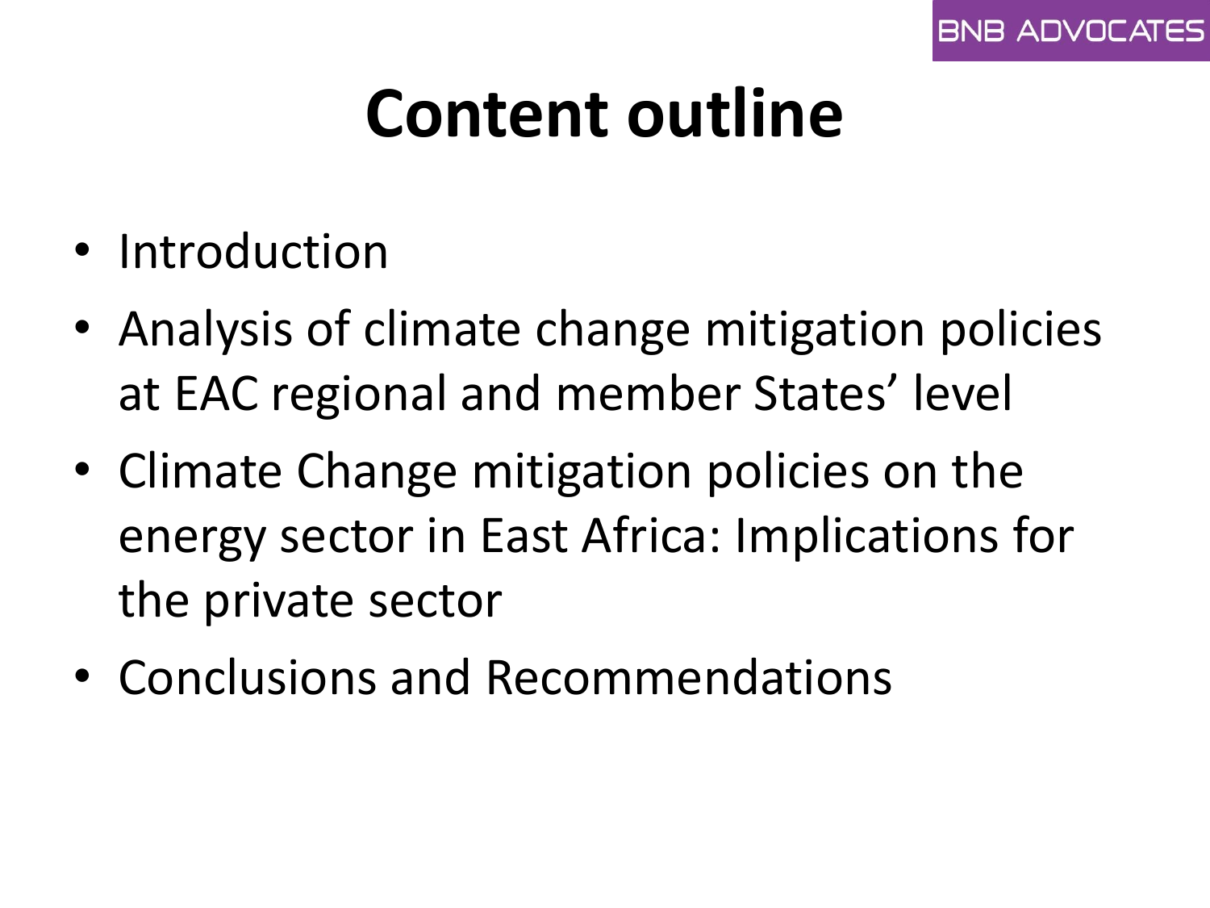# Content outline

- Introduction
- Analysis of climate change mitigation policies at EAC regional and member States' level
- Climate Change mitigation policies on the energy sector in East Africa: Implications for the private sector
- Conclusions and Recommendations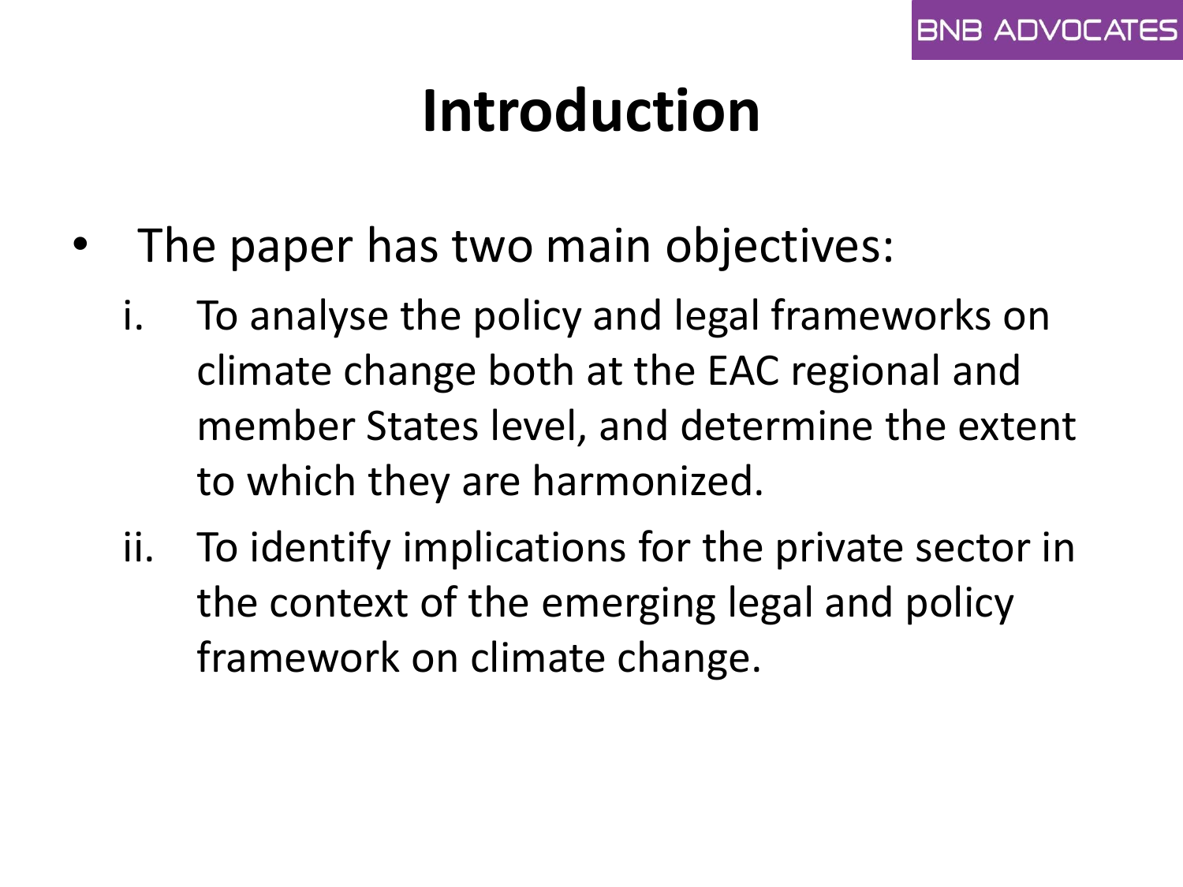# Introduction

- The paper has two main objectives:
  i. To analyse the policy and legal frameworks on climate change both at the EAC regional and member States level, and determine the extent to which they are harmonized.
  ii. To identify implications for the private sector in the context of the emerging legal and policy framework on climate change.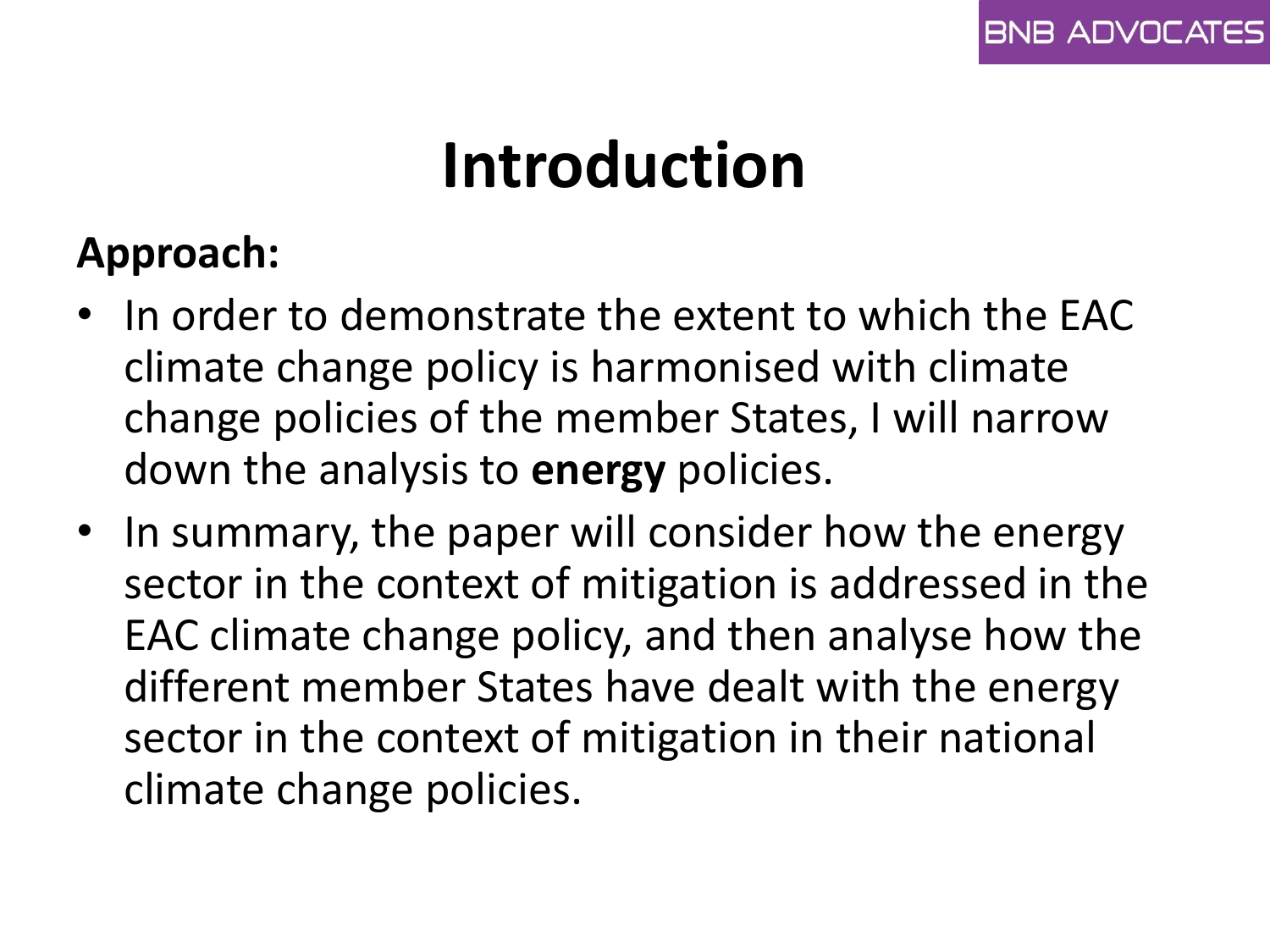# Introduction

**Approach:**

- In order to demonstrate the extent to which the EAC climate change policy is harmonised with climate change policies of the member States, I will narrow down the analysis to **energy** policies.
- In summary, the paper will consider how the energy sector in the context of mitigation is addressed in the EAC climate change policy, and then analyse how the different member States have dealt with the energy sector in the context of mitigation in their national climate change policies.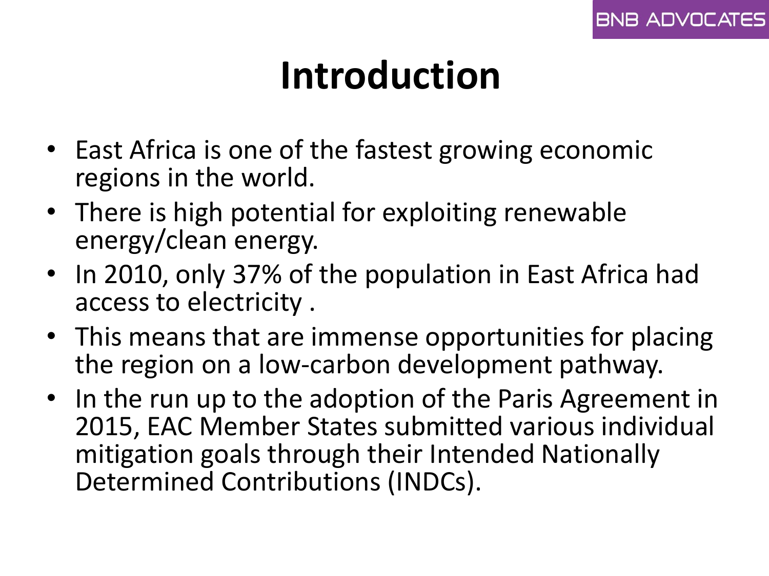# Introduction

- East Africa is one of the fastest growing economic regions in the world.
- There is high potential for exploiting renewable energy/clean energy.
- In 2010, only 37% of the population in East Africa had access to electricity .
- This means that are immense opportunities for placing the region on a low-carbon development pathway.
- In the run up to the adoption of the Paris Agreement in 2015, EAC Member States submitted various individual mitigation goals through their Intended Nationally Determined Contributions (INDCs).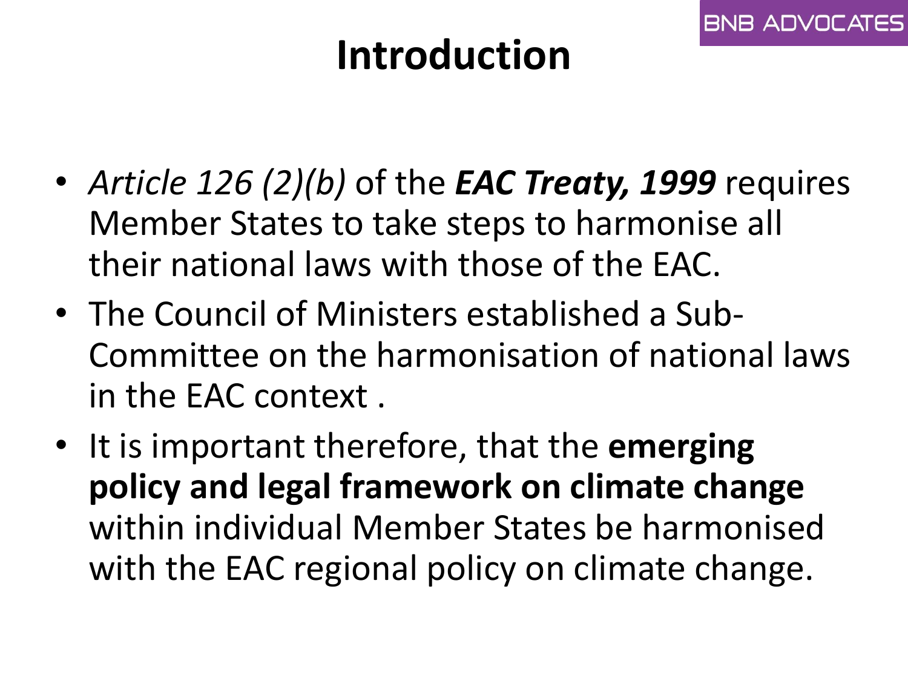# Introduction

- *Article 126 (2)(b)* of the ***EAC Treaty, 1999*** requires Member States to take steps to harmonise all their national laws with those of the EAC.
- The Council of Ministers established a Sub-Committee on the harmonisation of national laws in the EAC context .
- It is important therefore, that the **emerging policy and legal framework on climate change** within individual Member States be harmonised with the EAC regional policy on climate change.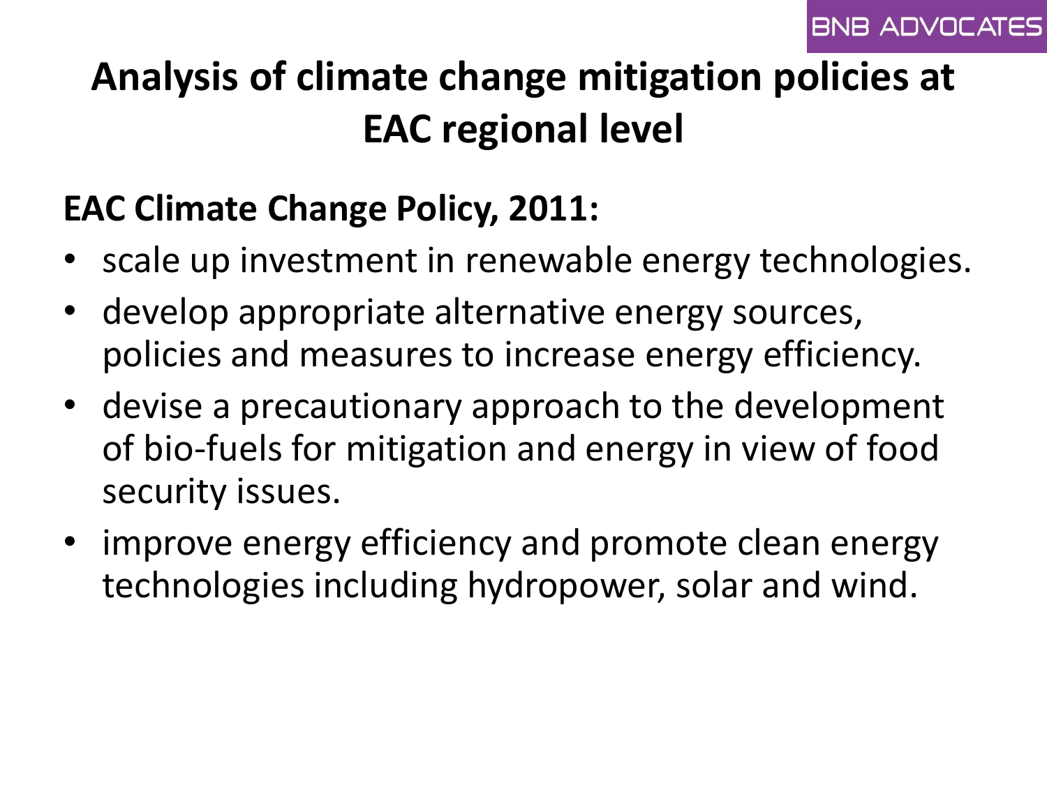# Analysis of climate change mitigation policies at EAC regional level

**EAC Climate Change Policy, 2011:**

- scale up investment in renewable energy technologies.
- develop appropriate alternative energy sources, policies and measures to increase energy efficiency.
- devise a precautionary approach to the development of bio-fuels for mitigation and energy in view of food security issues.
- improve energy efficiency and promote clean energy technologies including hydropower, solar and wind.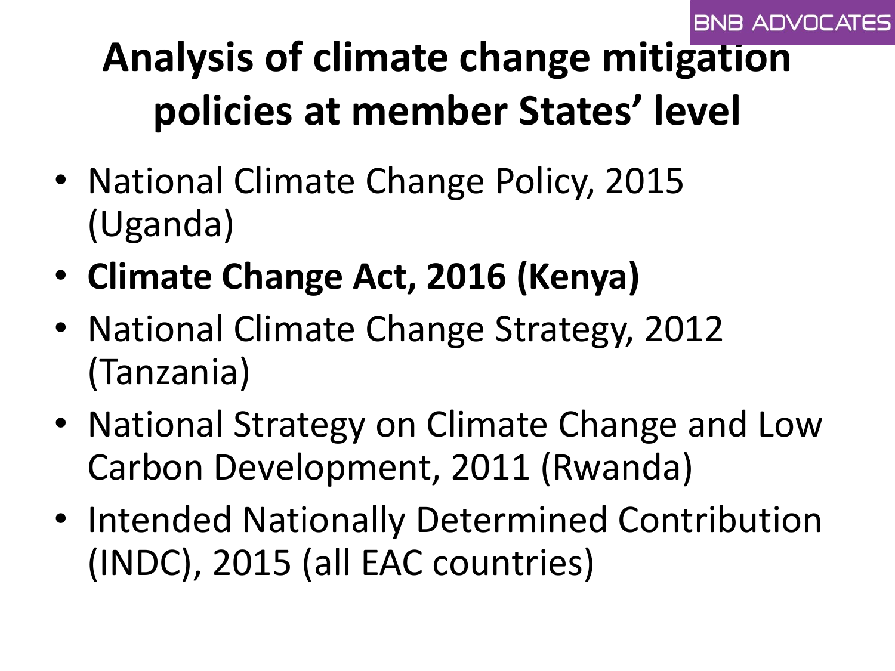# Analysis of climate change mitigation policies at member States' level

- National Climate Change Policy, 2015 (Uganda)
- **Climate Change Act, 2016 (Kenya)**
- National Climate Change Strategy, 2012 (Tanzania)
- National Strategy on Climate Change and Low Carbon Development, 2011 (Rwanda)
- Intended Nationally Determined Contribution (INDC), 2015 (all EAC countries)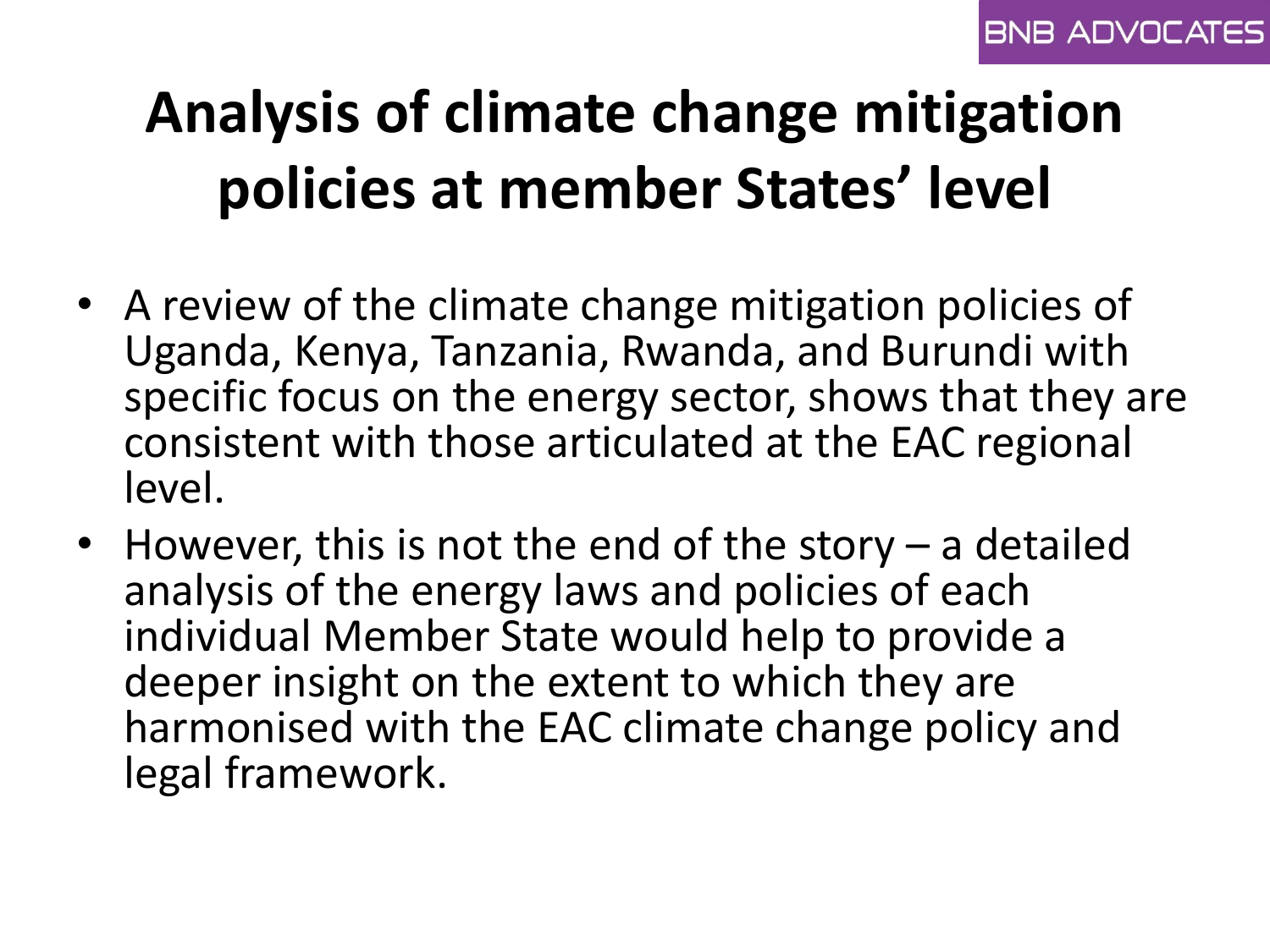# Analysis of climate change mitigation policies at member States' level

- A review of the climate change mitigation policies of Uganda, Kenya, Tanzania, Rwanda, and Burundi with specific focus on the energy sector, shows that they are consistent with those articulated at the EAC regional level.
- However, this is not the end of the story – a detailed analysis of the energy laws and policies of each individual Member State would help to provide a deeper insight on the extent to which they are harmonised with the EAC climate change policy and legal framework.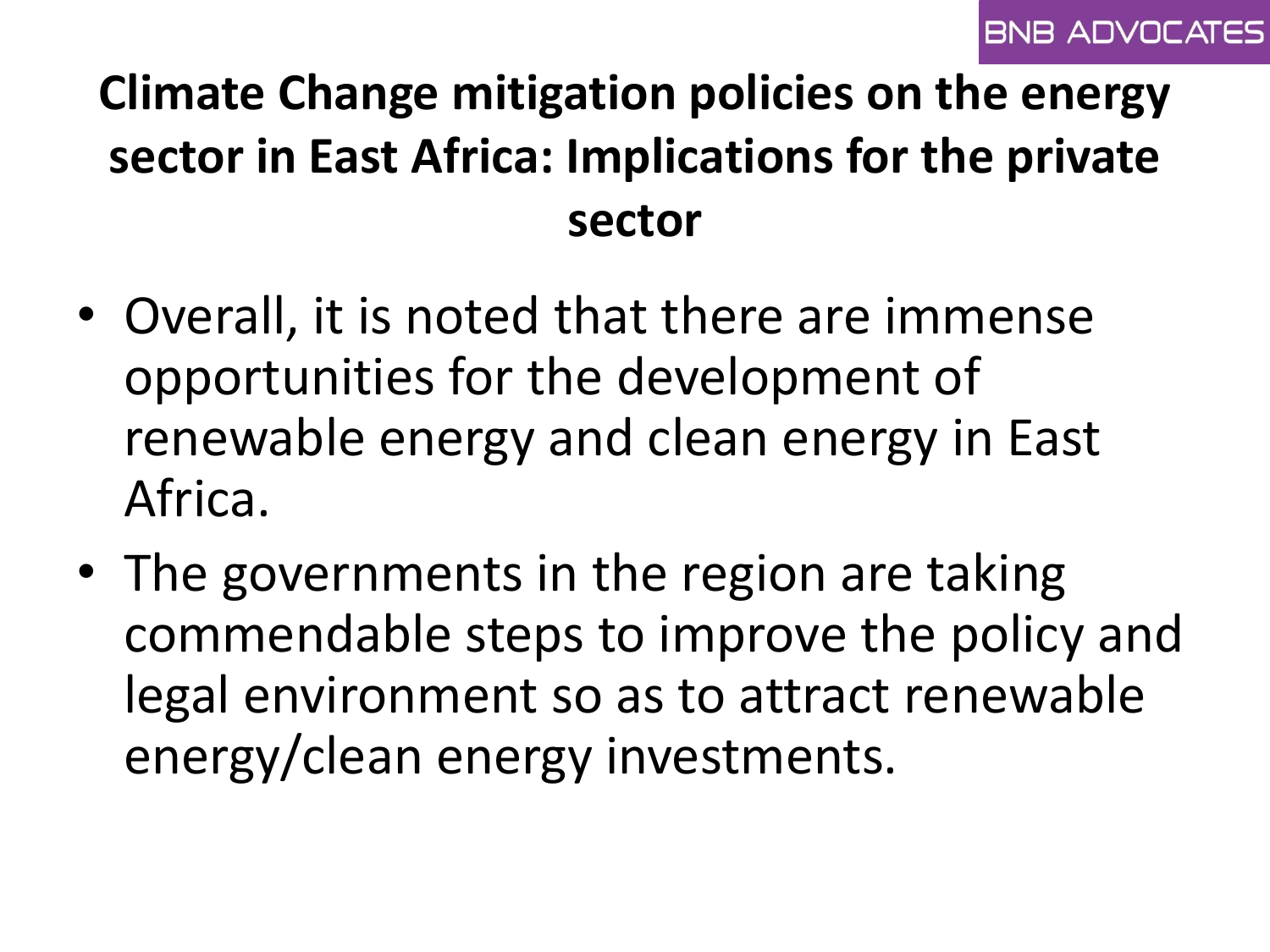# Climate Change mitigation policies on the energy sector in East Africa: Implications for the private sector

- Overall, it is noted that there are immense opportunities for the development of renewable energy and clean energy in East Africa.
- The governments in the region are taking commendable steps to improve the policy and legal environment so as to attract renewable energy/clean energy investments.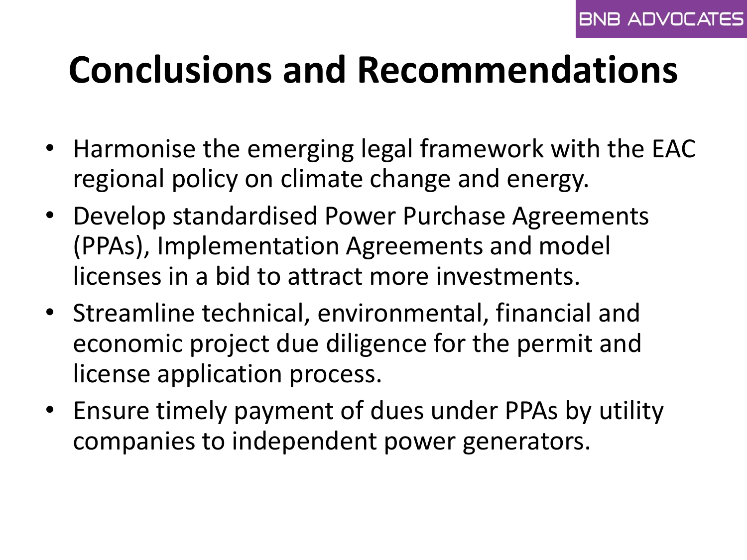# Conclusions and Recommendations

- Harmonise the emerging legal framework with the EAC regional policy on climate change and energy.
- Develop standardised Power Purchase Agreements (PPAs), Implementation Agreements and model licenses in a bid to attract more investments.
- Streamline technical, environmental, financial and economic project due diligence for the permit and license application process.
- Ensure timely payment of dues under PPAs by utility companies to independent power generators.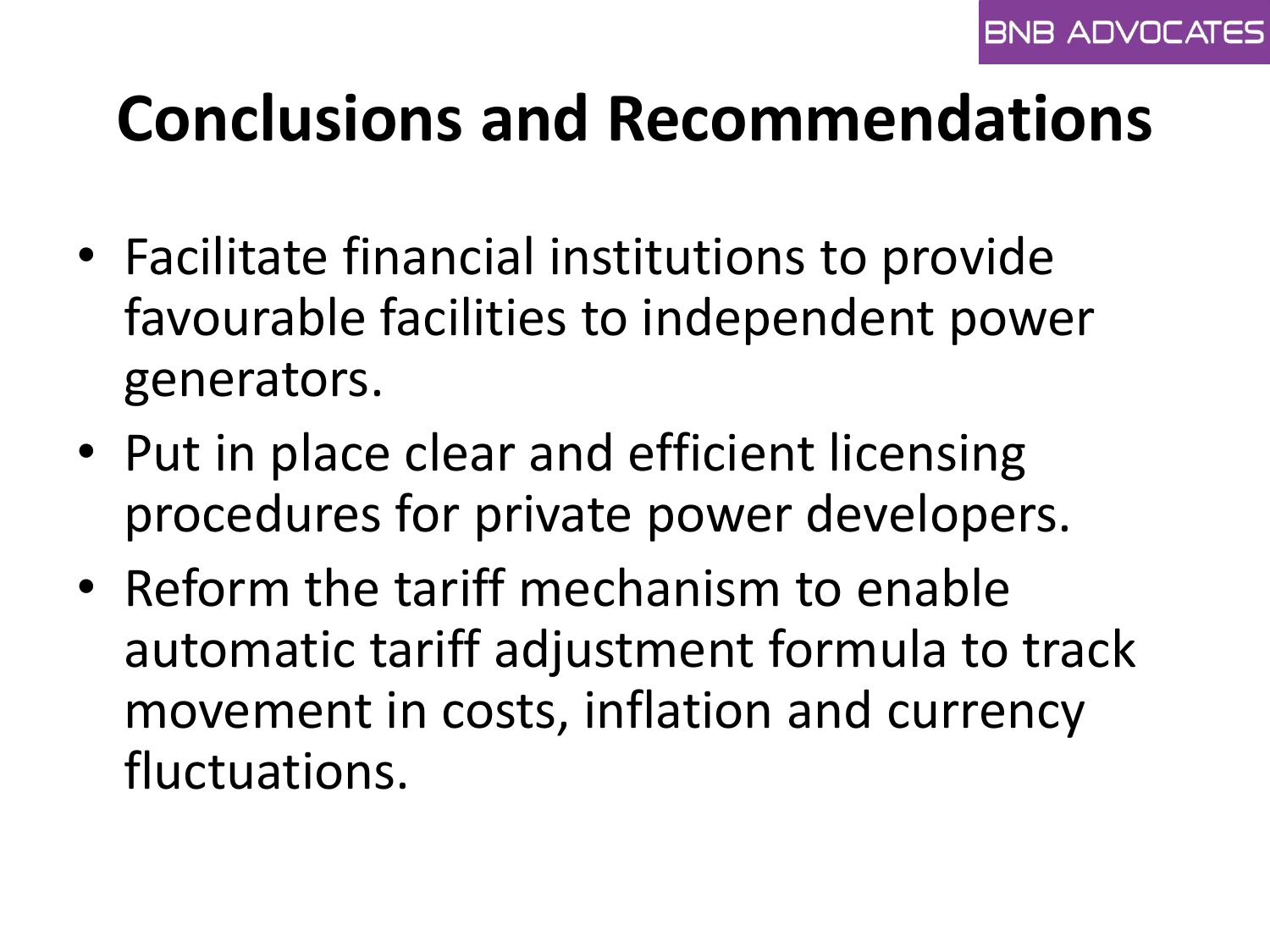# Conclusions and Recommendations

- Facilitate financial institutions to provide favourable facilities to independent power generators.
- Put in place clear and efficient licensing procedures for private power developers.
- Reform the tariff mechanism to enable automatic tariff adjustment formula to track movement in costs, inflation and currency fluctuations.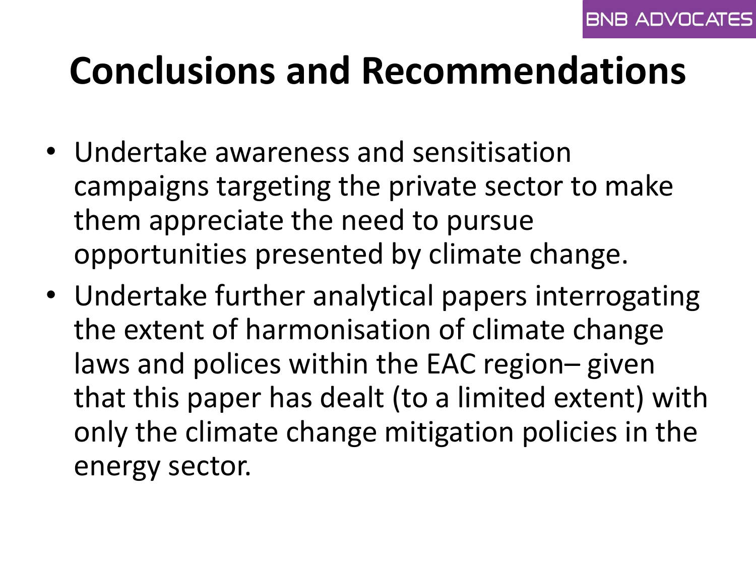# Conclusions and Recommendations

- Undertake awareness and sensitisation campaigns targeting the private sector to make them appreciate the need to pursue opportunities presented by climate change.
- Undertake further analytical papers interrogating the extent of harmonisation of climate change laws and polices within the EAC region– given that this paper has dealt (to a limited extent) with only the climate change mitigation policies in the energy sector.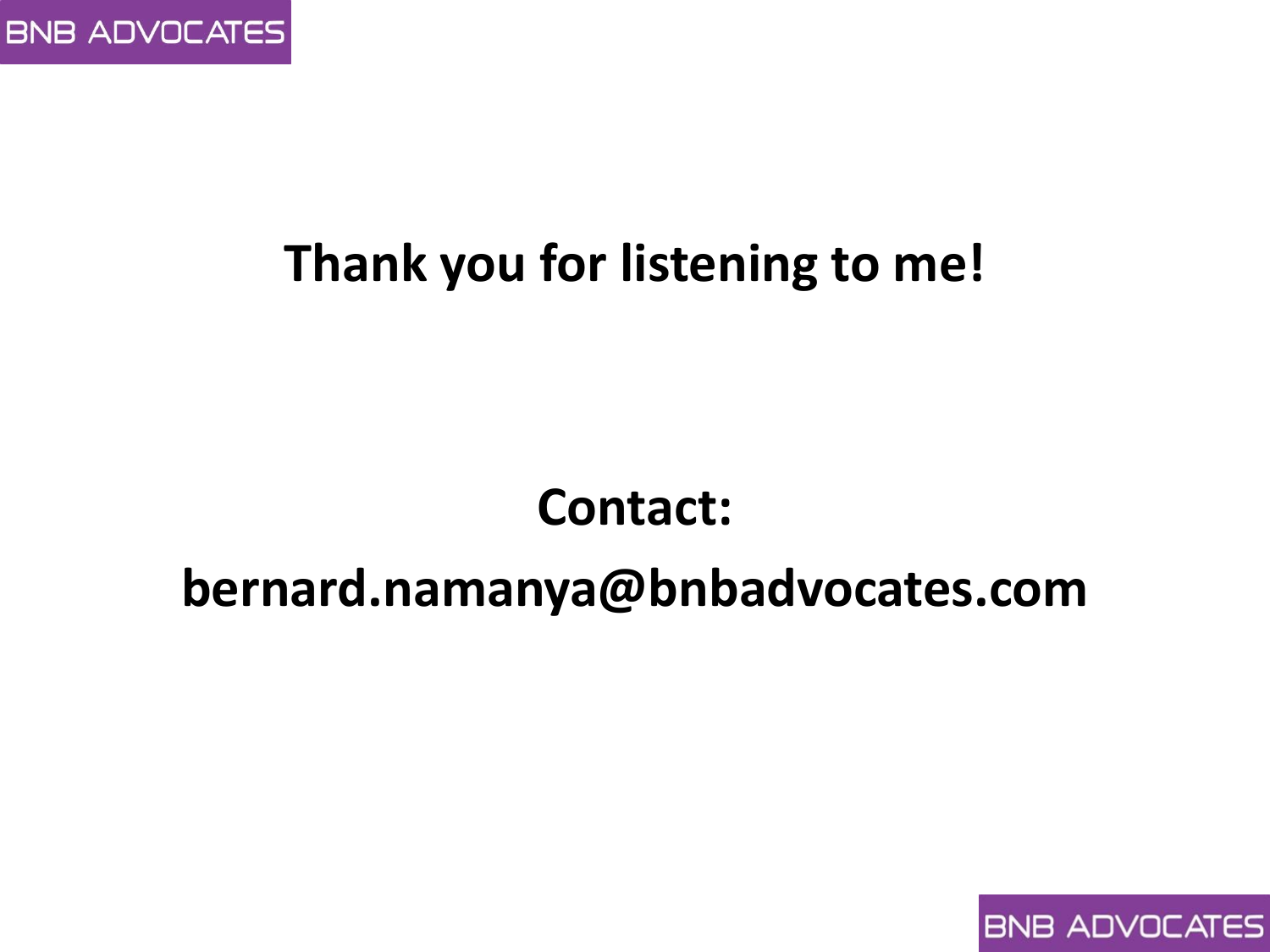**Thank you for listening to me!**

**Contact:**

**bernard.namanya@bnbadvocates.com**